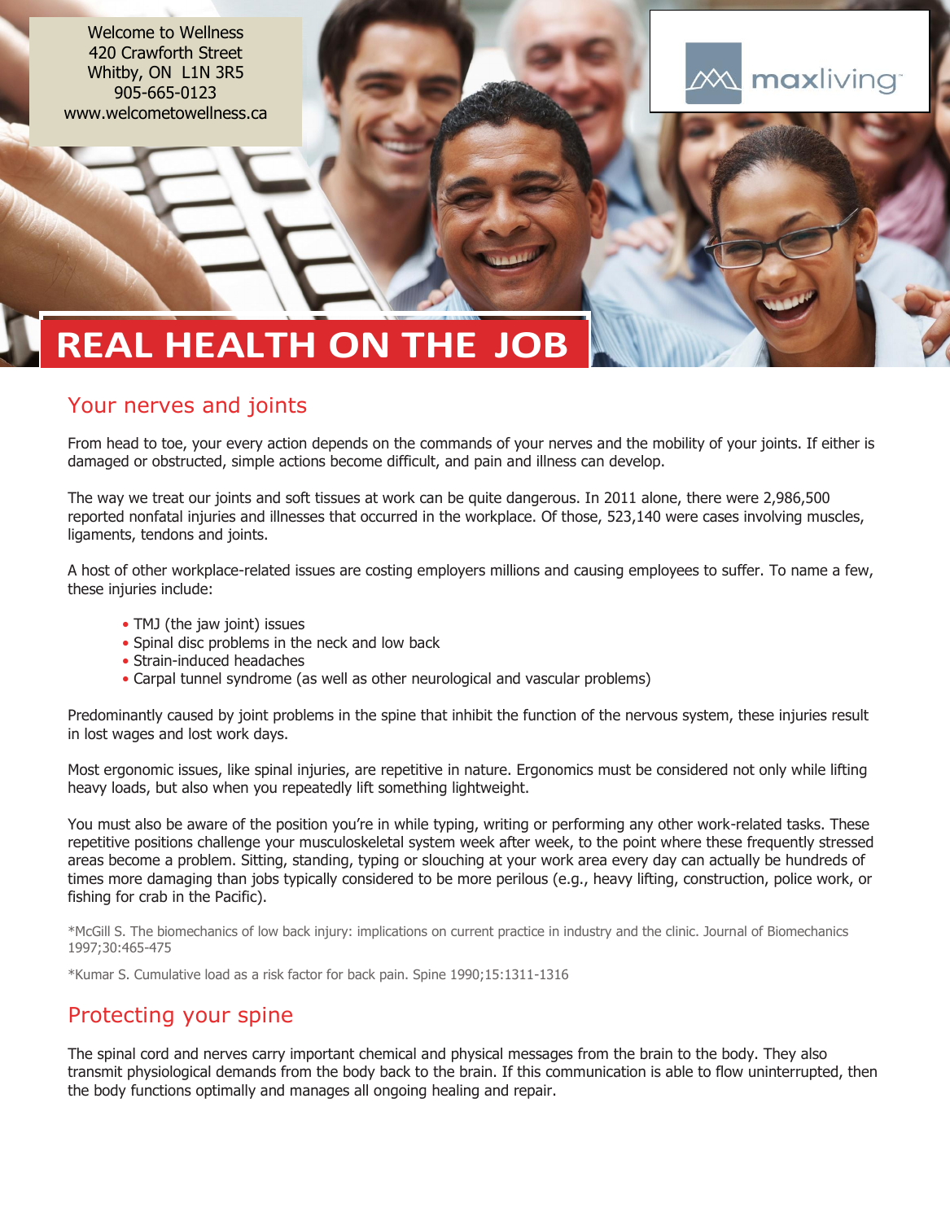Welcome to Wellness
420 Crawforth Street
Whitby, ON L1N 3R5
905-665-0123
www.welcometowellness.ca

maxliving™

# REAL HEALTH ON THE JOB

## Your nerves and joints

From head to toe, your every action depends on the commands of your nerves and the mobility of your joints. If either is damaged or obstructed, simple actions become difficult, and pain and illness can develop.

The way we treat our joints and soft tissues at work can be quite dangerous. In 2011 alone, there were 2,986,500 reported nonfatal injuries and illnesses that occurred in the workplace. Of those, 523,140 were cases involving muscles, ligaments, tendons and joints.

A host of other workplace-related issues are costing employers millions and causing employees to suffer. To name a few, these injuries include:

- TMJ (the jaw joint) issues
- Spinal disc problems in the neck and low back
- Strain-induced headaches
- Carpal tunnel syndrome (as well as other neurological and vascular problems)

Predominantly caused by joint problems in the spine that inhibit the function of the nervous system, these injuries result in lost wages and lost work days.

Most ergonomic issues, like spinal injuries, are repetitive in nature. Ergonomics must be considered not only while lifting heavy loads, but also when you repeatedly lift something lightweight.

You must also be aware of the position you're in while typing, writing or performing any other work-related tasks. These repetitive positions challenge your musculoskeletal system week after week, to the point where these frequently stressed areas become a problem. Sitting, standing, typing or slouching at your work area every day can actually be hundreds of times more damaging than jobs typically considered to be more perilous (e.g., heavy lifting, construction, police work, or fishing for crab in the Pacific).

*McGill S. The biomechanics of low back injury: implications on current practice in industry and the clinic. Journal of Biomechanics 1997;30:465-475

*Kumar S. Cumulative load as a risk factor for back pain. Spine 1990;15:1311-1316

## Protecting your spine

The spinal cord and nerves carry important chemical and physical messages from the brain to the body. They also transmit physiological demands from the body back to the brain. If this communication is able to flow uninterrupted, then the body functions optimally and manages all ongoing healing and repair.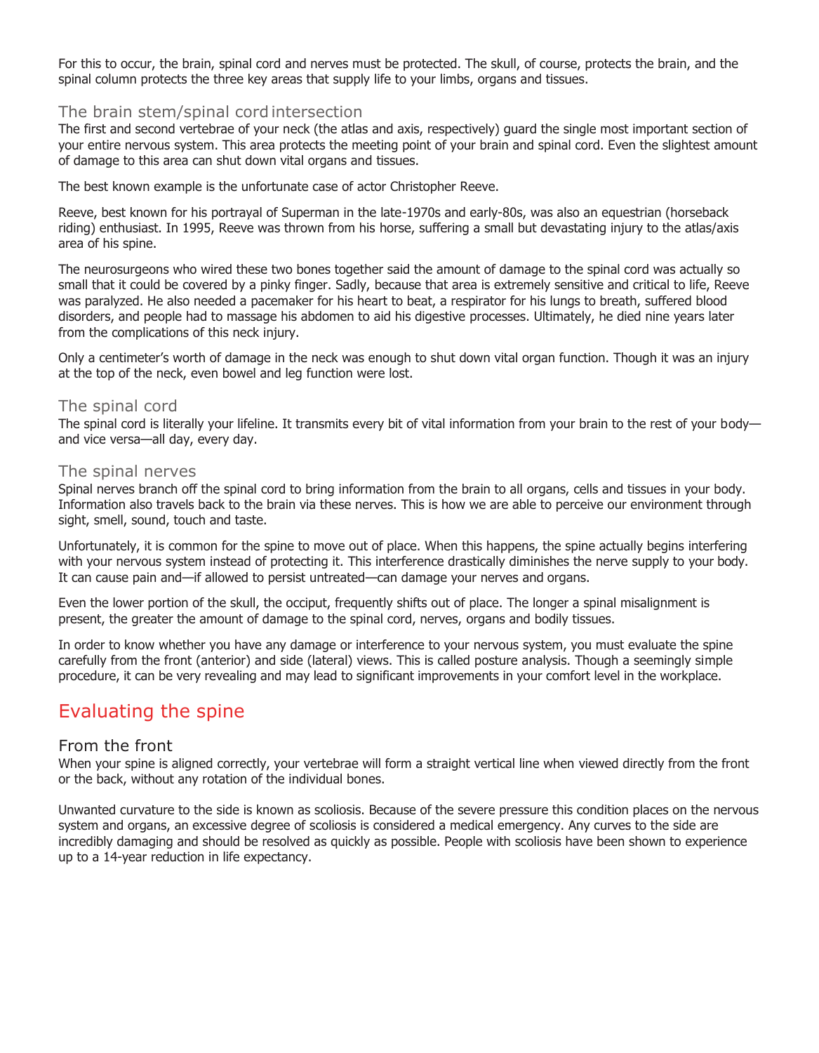For this to occur, the brain, spinal cord and nerves must be protected. The skull, of course, protects the brain, and the spinal column protects the three key areas that supply life to your limbs, organs and tissues.

### The brain stem/spinal cord intersection

The first and second vertebrae of your neck (the atlas and axis, respectively) guard the single most important section of your entire nervous system. This area protects the meeting point of your brain and spinal cord. Even the slightest amount of damage to this area can shut down vital organs and tissues.

The best known example is the unfortunate case of actor Christopher Reeve.

Reeve, best known for his portrayal of Superman in the late-1970s and early-80s, was also an equestrian (horseback riding) enthusiast. In 1995, Reeve was thrown from his horse, suffering a small but devastating injury to the atlas/axis area of his spine.

The neurosurgeons who wired these two bones together said the amount of damage to the spinal cord was actually so small that it could be covered by a pinky finger. Sadly, because that area is extremely sensitive and critical to life, Reeve was paralyzed. He also needed a pacemaker for his heart to beat, a respirator for his lungs to breath, suffered blood disorders, and people had to massage his abdomen to aid his digestive processes. Ultimately, he died nine years later from the complications of this neck injury.

Only a centimeter's worth of damage in the neck was enough to shut down vital organ function. Though it was an injury at the top of the neck, even bowel and leg function were lost.

### The spinal cord

The spinal cord is literally your lifeline. It transmits every bit of vital information from your brain to the rest of your body—and vice versa—all day, every day.

### The spinal nerves

Spinal nerves branch off the spinal cord to bring information from the brain to all organs, cells and tissues in your body. Information also travels back to the brain via these nerves. This is how we are able to perceive our environment through sight, smell, sound, touch and taste.

Unfortunately, it is common for the spine to move out of place. When this happens, the spine actually begins interfering with your nervous system instead of protecting it. This interference drastically diminishes the nerve supply to your body. It can cause pain and—if allowed to persist untreated—can damage your nerves and organs.

Even the lower portion of the skull, the occiput, frequently shifts out of place. The longer a spinal misalignment is present, the greater the amount of damage to the spinal cord, nerves, organs and bodily tissues.

In order to know whether you have any damage or interference to your nervous system, you must evaluate the spine carefully from the front (anterior) and side (lateral) views. This is called posture analysis. Though a seemingly simple procedure, it can be very revealing and may lead to significant improvements in your comfort level in the workplace.

## Evaluating the spine

### From the front

When your spine is aligned correctly, your vertebrae will form a straight vertical line when viewed directly from the front or the back, without any rotation of the individual bones.

Unwanted curvature to the side is known as scoliosis. Because of the severe pressure this condition places on the nervous system and organs, an excessive degree of scoliosis is considered a medical emergency. Any curves to the side are incredibly damaging and should be resolved as quickly as possible. People with scoliosis have been shown to experience up to a 14-year reduction in life expectancy.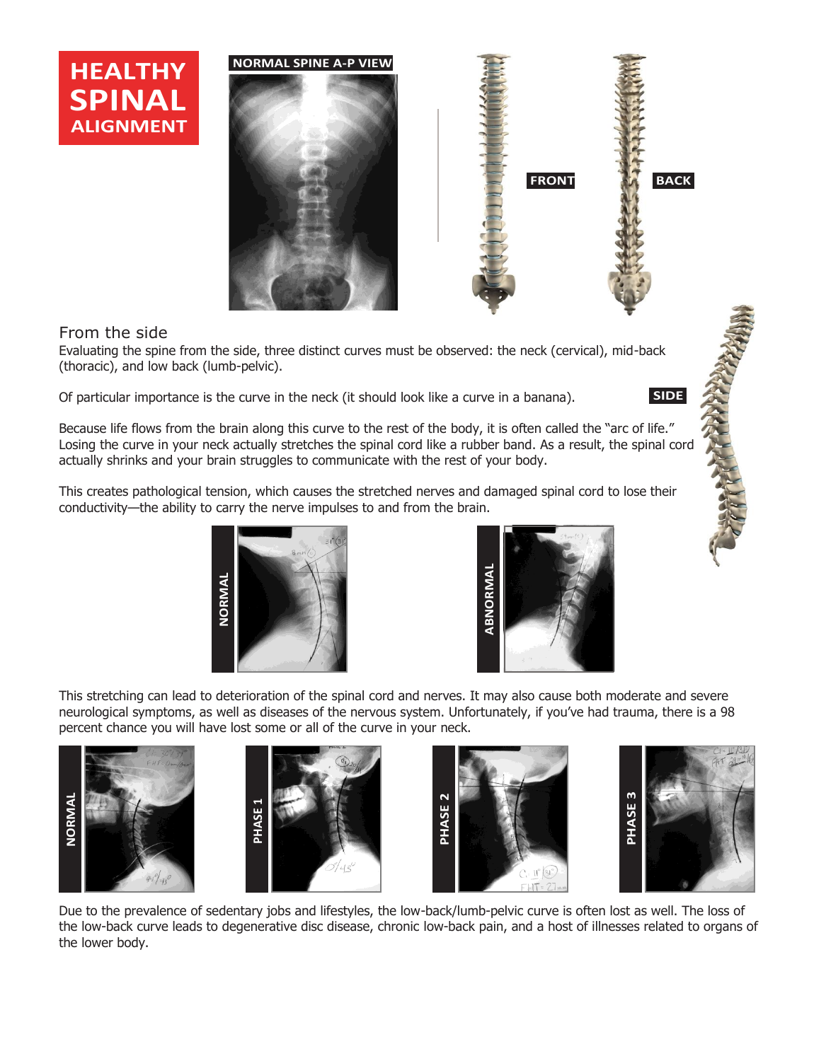# HEALTHY SPINAL ALIGNMENT

NORMAL SPINE A-P VIEW

FRONT

BACK

## From the side

Evaluating the spine from the side, three distinct curves must be observed: the neck (cervical), mid-back (thoracic), and low back (lumb-pelvic).

Of particular importance is the curve in the neck (it should look like a curve in a banana).

SIDE

Because life flows from the brain along this curve to the rest of the body, it is often called the "arc of life." Losing the curve in your neck actually stretches the spinal cord like a rubber band. As a result, the spinal cord actually shrinks and your brain struggles to communicate with the rest of your body.

This creates pathological tension, which causes the stretched nerves and damaged spinal cord to lose their conductivity—the ability to carry the nerve impulses to and from the brain.

NORMAL

ABNORMAL

This stretching can lead to deterioration of the spinal cord and nerves. It may also cause both moderate and severe neurological symptoms, as well as diseases of the nervous system. Unfortunately, if you've had trauma, there is a 98 percent chance you will have lost some or all of the curve in your neck.

NORMAL

PHASE 1

PHASE 2

PHASE 3

Due to the prevalence of sedentary jobs and lifestyles, the low-back/lumb-pelvic curve is often lost as well. The loss of the low-back curve leads to degenerative disc disease, chronic low-back pain, and a host of illnesses related to organs of the lower body.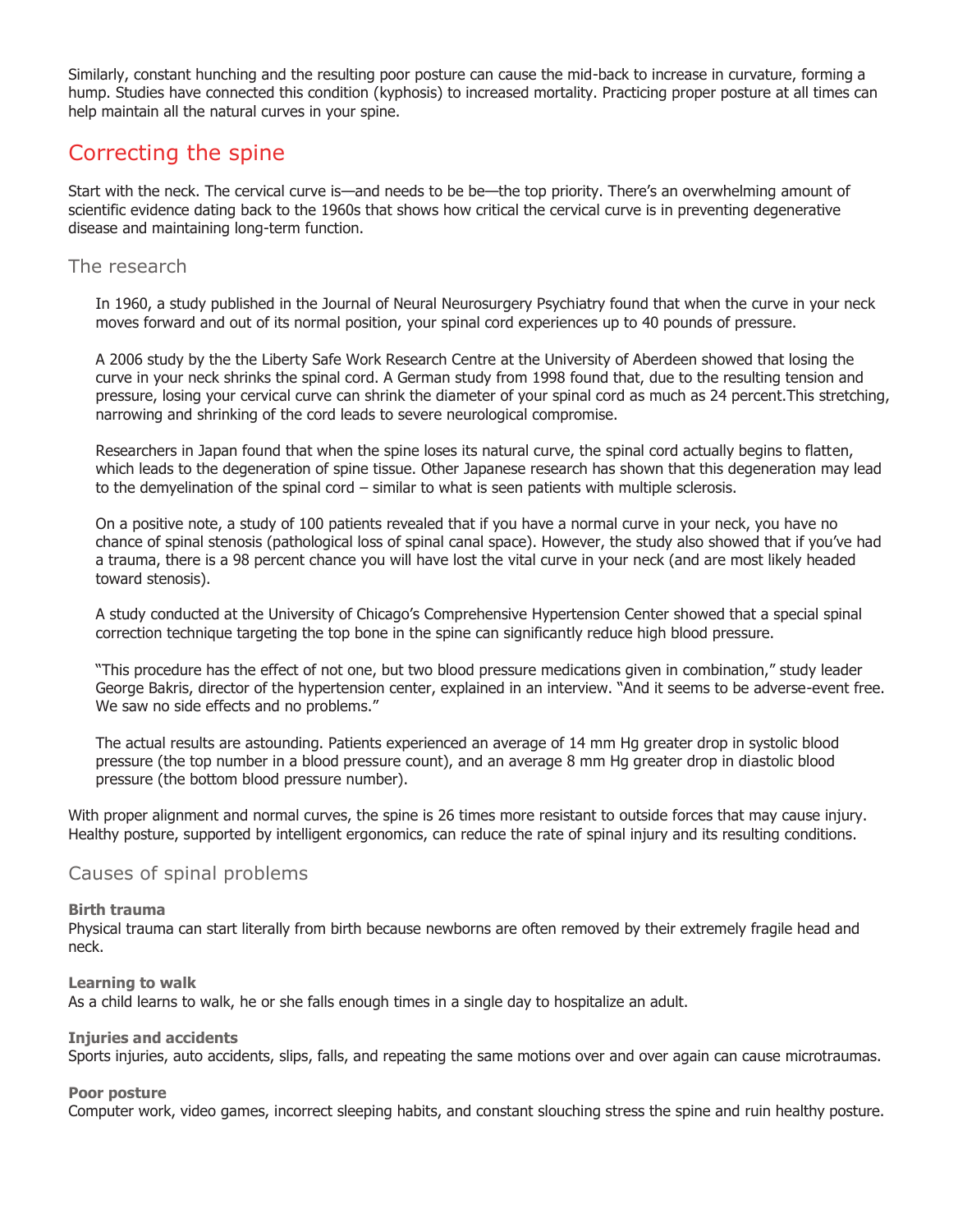Similarly, constant hunching and the resulting poor posture can cause the mid-back to increase in curvature, forming a hump. Studies have connected this condition (kyphosis) to increased mortality. Practicing proper posture at all times can help maintain all the natural curves in your spine.

## Correcting the spine

Start with the neck. The cervical curve is—and needs to be be—the top priority. There's an overwhelming amount of scientific evidence dating back to the 1960s that shows how critical the cervical curve is in preventing degenerative disease and maintaining long-term function.

### The research

> In 1960, a study published in the Journal of Neural Neurosurgery Psychiatry found that when the curve in your neck moves forward and out of its normal position, your spinal cord experiences up to 40 pounds of pressure.
>
> A 2006 study by the the Liberty Safe Work Research Centre at the University of Aberdeen showed that losing the curve in your neck shrinks the spinal cord. A German study from 1998 found that, due to the resulting tension and pressure, losing your cervical curve can shrink the diameter of your spinal cord as much as 24 percent.This stretching, narrowing and shrinking of the cord leads to severe neurological compromise.
>
> Researchers in Japan found that when the spine loses its natural curve, the spinal cord actually begins to flatten, which leads to the degeneration of spine tissue. Other Japanese research has shown that this degeneration may lead to the demyelination of the spinal cord – similar to what is seen patients with multiple sclerosis.
>
> On a positive note, a study of 100 patients revealed that if you have a normal curve in your neck, you have no chance of spinal stenosis (pathological loss of spinal canal space). However, the study also showed that if you've had a trauma, there is a 98 percent chance you will have lost the vital curve in your neck (and are most likely headed toward stenosis).
>
> A study conducted at the University of Chicago's Comprehensive Hypertension Center showed that a special spinal correction technique targeting the top bone in the spine can significantly reduce high blood pressure.
>
> "This procedure has the effect of not one, but two blood pressure medications given in combination," study leader George Bakris, director of the hypertension center, explained in an interview. "And it seems to be adverse-event free. We saw no side effects and no problems."
>
> The actual results are astounding. Patients experienced an average of 14 mm Hg greater drop in systolic blood pressure (the top number in a blood pressure count), and an average 8 mm Hg greater drop in diastolic blood pressure (the bottom blood pressure number).

With proper alignment and normal curves, the spine is 26 times more resistant to outside forces that may cause injury. Healthy posture, supported by intelligent ergonomics, can reduce the rate of spinal injury and its resulting conditions.

### Causes of spinal problems

**Birth trauma**
Physical trauma can start literally from birth because newborns are often removed by their extremely fragile head and neck.

**Learning to walk**
As a child learns to walk, he or she falls enough times in a single day to hospitalize an adult.

**Injuries and accidents**
Sports injuries, auto accidents, slips, falls, and repeating the same motions over and over again can cause microtraumas.

**Poor posture**
Computer work, video games, incorrect sleeping habits, and constant slouching stress the spine and ruin healthy posture.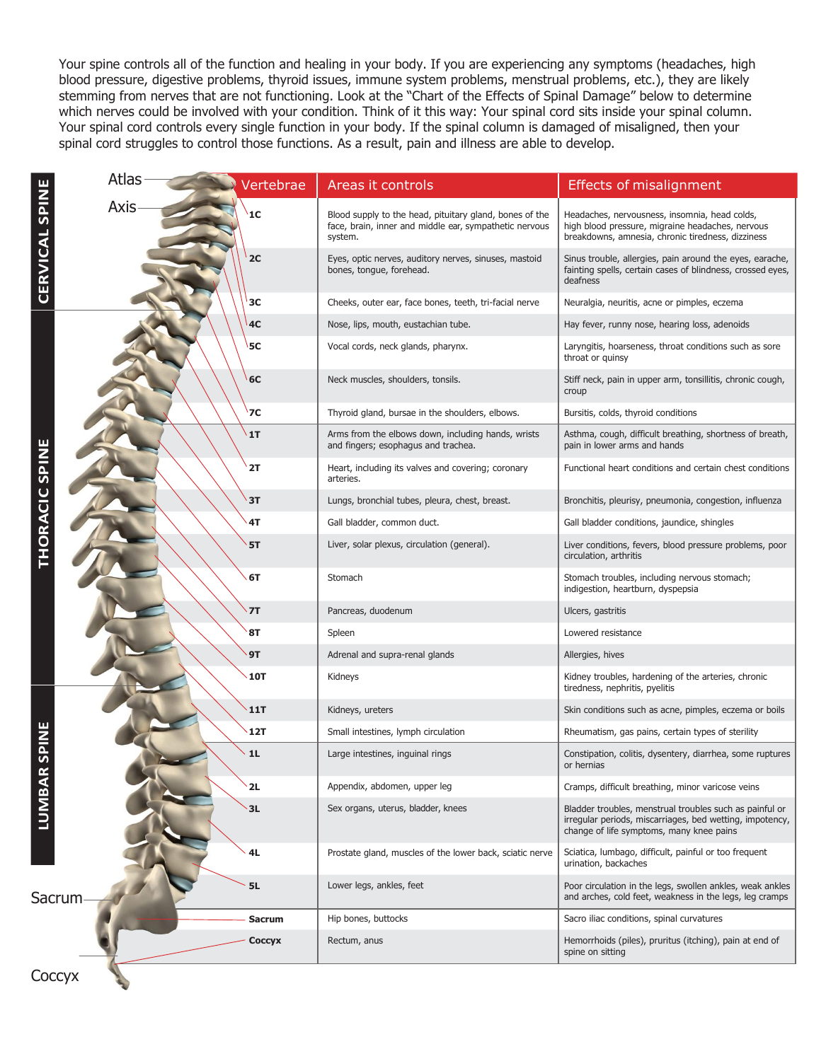Your spine controls all of the function and healing in your body. If you are experiencing any symptoms (headaches, high blood pressure, digestive problems, thyroid issues, immune system problems, menstrual problems, etc.), they are likely stemming from nerves that are not functioning. Look at the "Chart of the Effects of Spinal Damage" below to determine which nerves could be involved with your condition. Think of it this way: Your spinal cord sits inside your spinal column. Your spinal cord controls every single function in your body. If the spinal column is damaged of misaligned, then your spinal cord struggles to control those functions. As a result, pain and illness are able to develop.

CERVICAL SPINE

THORACIC SPINE

LUMBAR SPINE

Atlas

Axis

Sacrum

Coccyx

| Vertebrae | Areas it controls | Effects of misalignment |
|---|---|---|
| 1C | Blood supply to the head, pituitary gland, bones of the face, brain, inner and middle ear, sympathetic nervous system. | Headaches, nervousness, insomnia, head colds, high blood pressure, migraine headaches, nervous breakdowns, amnesia, chronic tiredness, dizziness |
| 2C | Eyes, optic nerves, auditory nerves, sinuses, mastoid bones, tongue, forehead. | Sinus trouble, allergies, pain around the eyes, earache, fainting spells, certain cases of blindness, crossed eyes, deafness |
| 3C | Cheeks, outer ear, face bones, teeth, tri-facial nerve | Neuralgia, neuritis, acne or pimples, eczema |
| 4C | Nose, lips, mouth, eustachian tube. | Hay fever, runny nose, hearing loss, adenoids |
| 5C | Vocal cords, neck glands, pharynx. | Laryngitis, hoarseness, throat conditions such as sore throat or quinsy |
| 6C | Neck muscles, shoulders, tonsils. | Stiff neck, pain in upper arm, tonsillitis, chronic cough, croup |
| 7C | Thyroid gland, bursae in the shoulders, elbows. | Bursitis, colds, thyroid conditions |
| 1T | Arms from the elbows down, including hands, wrists and fingers; esophagus and trachea. | Asthma, cough, difficult breathing, shortness of breath, pain in lower arms and hands |
| 2T | Heart, including its valves and covering; coronary arteries. | Functional heart conditions and certain chest conditions |
| 3T | Lungs, bronchial tubes, pleura, chest, breast. | Bronchitis, pleurisy, pneumonia, congestion, influenza |
| 4T | Gall bladder, common duct. | Gall bladder conditions, jaundice, shingles |
| 5T | Liver, solar plexus, circulation (general). | Liver conditions, fevers, blood pressure problems, poor circulation, arthritis |
| 6T | Stomach | Stomach troubles, including nervous stomach; indigestion, heartburn, dyspepsia |
| 7T | Pancreas, duodenum | Ulcers, gastritis |
| 8T | Spleen | Lowered resistance |
| 9T | Adrenal and supra-renal glands | Allergies, hives |
| 10T | Kidneys | Kidney troubles, hardening of the arteries, chronic tiredness, nephritis, pyelitis |
| 11T | Kidneys, ureters | Skin conditions such as acne, pimples, eczema or boils |
| 12T | Small intestines, lymph circulation | Rheumatism, gas pains, certain types of sterility |
| 1L | Large intestines, inguinal rings | Constipation, colitis, dysentery, diarrhea, some ruptures or hernias |
| 2L | Appendix, abdomen, upper leg | Cramps, difficult breathing, minor varicose veins |
| 3L | Sex organs, uterus, bladder, knees | Bladder troubles, menstrual troubles such as painful or irregular periods, miscarriages, bed wetting, impotency, change of life symptoms, many knee pains |
| 4L | Prostate gland, muscles of the lower back, sciatic nerve | Sciatica, lumbago, difficult, painful or too frequent urination, backaches |
| 5L | Lower legs, ankles, feet | Poor circulation in the legs, swollen ankles, weak ankles and arches, cold feet, weakness in the legs, leg cramps |
| **Sacrum** | Hip bones, buttocks | Sacro iliac conditions, spinal curvatures |
| **Coccyx** | Rectum, anus | Hemorrhoids (piles), pruritus (itching), pain at end of spine on sitting |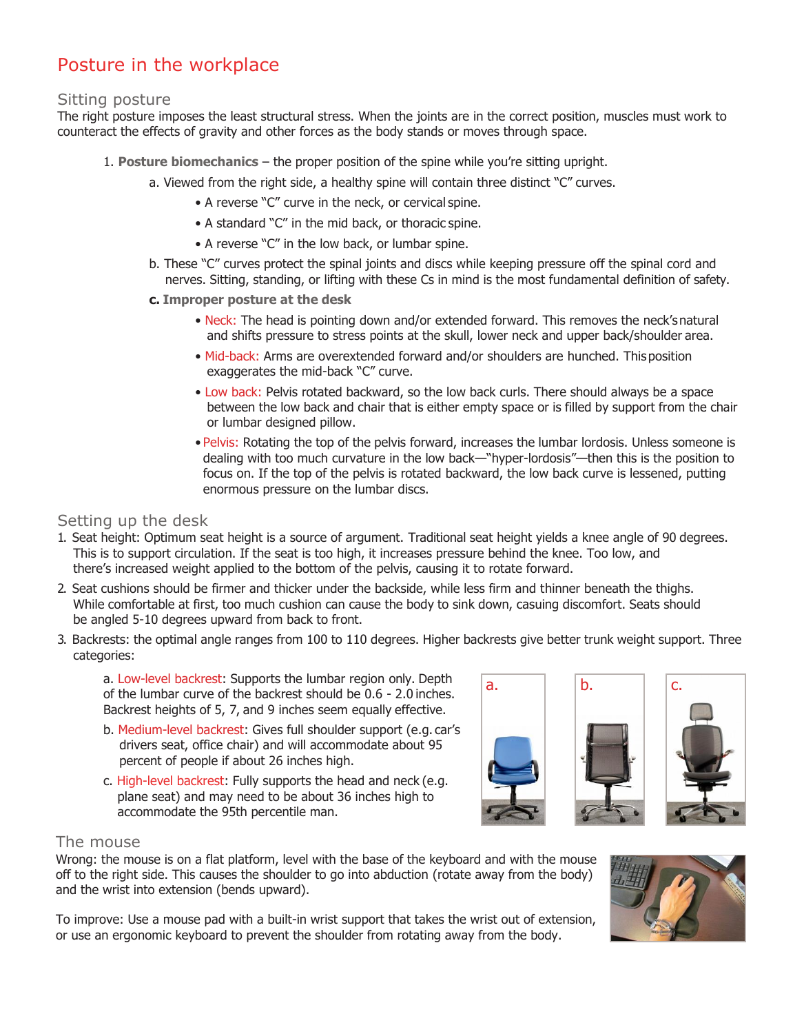# Posture in the workplace

## Sitting posture

The right posture imposes the least structural stress. When the joints are in the correct position, muscles must work to counteract the effects of gravity and other forces as the body stands or moves through space.

1. **Posture biomechanics** – the proper position of the spine while you're sitting upright.
   a. Viewed from the right side, a healthy spine will contain three distinct "C" curves.
      - A reverse "C" curve in the neck, or cervical spine.
      - A standard "C" in the mid back, or thoracic spine.
      - A reverse "C" in the low back, or lumbar spine.

   b. These "C" curves protect the spinal joints and discs while keeping pressure off the spinal cord and nerves. Sitting, standing, or lifting with these Cs in mind is the most fundamental definition of safety.

   **c. Improper posture at the desk**
      - Neck: The head is pointing down and/or extended forward. This removes the neck's natural and shifts pressure to stress points at the skull, lower neck and upper back/shoulder area.
      - Mid-back: Arms are overextended forward and/or shoulders are hunched. This position exaggerates the mid-back "C" curve.
      - Low back: Pelvis rotated backward, so the low back curls. There should always be a space between the low back and chair that is either empty space or is filled by support from the chair or lumbar designed pillow.
      - Pelvis: Rotating the top of the pelvis forward, increases the lumbar lordosis. Unless someone is dealing with too much curvature in the low back—"hyper-lordosis"—then this is the position to focus on. If the top of the pelvis is rotated backward, the low back curve is lessened, putting enormous pressure on the lumbar discs.

## Setting up the desk

1. Seat height: Optimum seat height is a source of argument. Traditional seat height yields a knee angle of 90 degrees. This is to support circulation. If the seat is too high, it increases pressure behind the knee. Too low, and there's increased weight applied to the bottom of the pelvis, causing it to rotate forward.
2. Seat cushions should be firmer and thicker under the backside, while less firm and thinner beneath the thighs. While comfortable at first, too much cushion can cause the body to sink down, casuing discomfort. Seats should be angled 5-10 degrees upward from back to front.
3. Backrests: the optimal angle ranges from 100 to 110 degrees. Higher backrests give better trunk weight support. Three categories:

   a. Low-level backrest: Supports the lumbar region only. Depth of the lumbar curve of the backrest should be 0.6 - 2.0 inches. Backrest heights of 5, 7, and 9 inches seem equally effective.

   b. Medium-level backrest: Gives full shoulder support (e.g. car's drivers seat, office chair) and will accommodate about 95 percent of people if about 26 inches high.

   c. High-level backrest: Fully supports the head and neck (e.g. plane seat) and may need to be about 36 inches high to accommodate the 95th percentile man.

a. b. c.

## The mouse

Wrong: the mouse is on a flat platform, level with the base of the keyboard and with the mouse off to the right side. This causes the shoulder to go into abduction (rotate away from the body) and the wrist into extension (bends upward).

To improve: Use a mouse pad with a built-in wrist support that takes the wrist out of extension, or use an ergonomic keyboard to prevent the shoulder from rotating away from the body.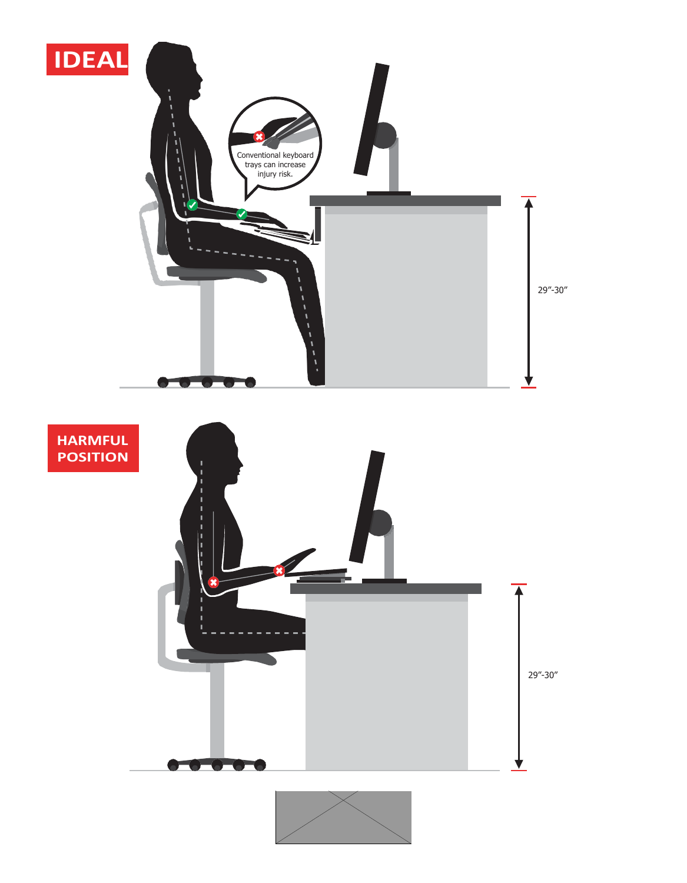# IDEAL

Conventional keyboard trays can increase injury risk.

29"-30"

# HARMFUL POSITION

29"-30"